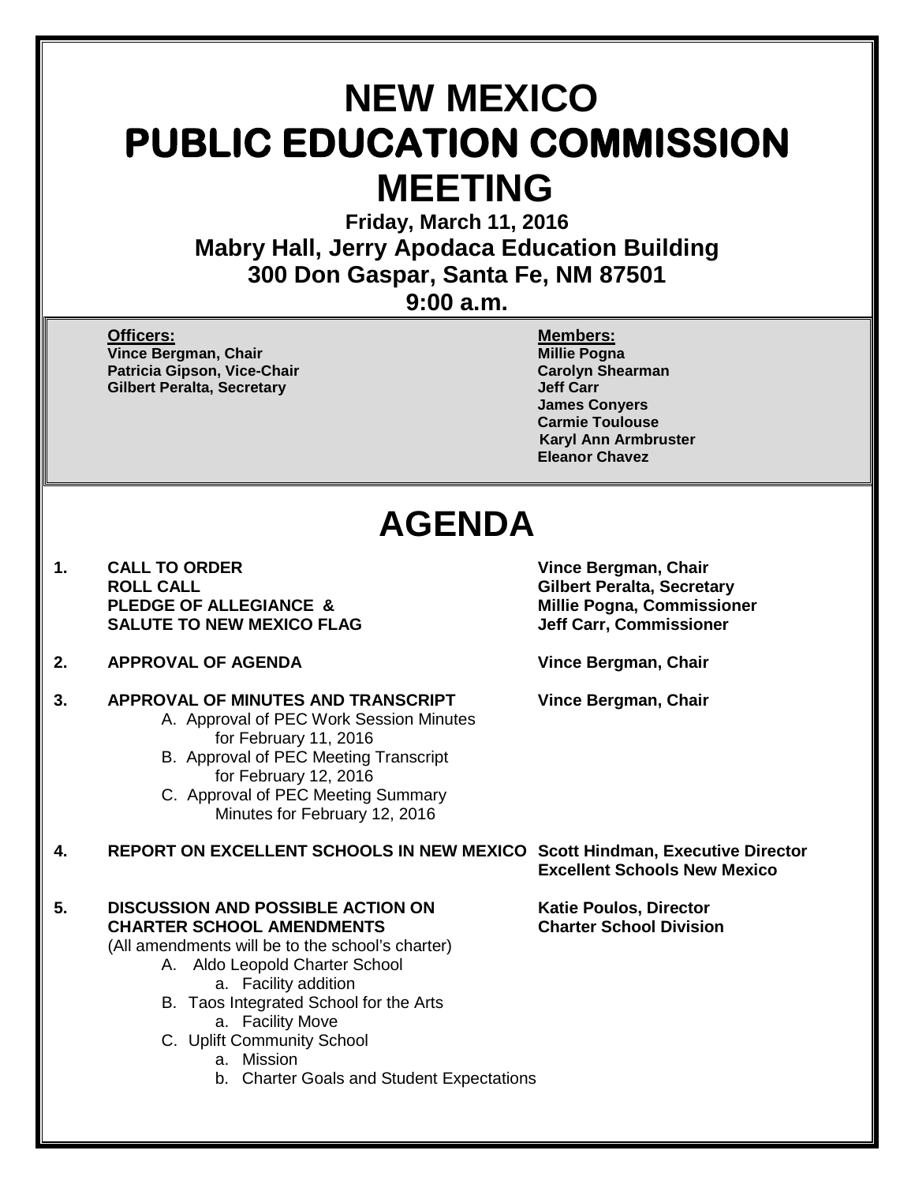# NEW MEXICO
# PUBLIC EDUCATION COMMISSION
# MEETING

**Friday, March 11, 2016**
**Mabry Hall, Jerry Apodaca Education Building**
**300 Don Gaspar, Santa Fe, NM 87501**
**9:00 a.m.**

**Officers:**
**Vince Bergman, Chair**
**Patricia Gipson, Vice-Chair**
**Gilbert Peralta, Secretary**

**Members:**
**Millie Pogna**
**Carolyn Shearman**
**Jeff Carr**
**James Conyers**
**Carmie Toulouse**
**Karyl Ann Armbruster**
**Eleanor Chavez**

# AGENDA

1. **CALL TO ORDER** — **Vince Bergman, Chair**
   **ROLL CALL** — **Gilbert Peralta, Secretary**
   **PLEDGE OF ALLEGIANCE &** — **Millie Pogna, Commissioner**
   **SALUTE TO NEW MEXICO FLAG** — **Jeff Carr, Commissioner**

2. **APPROVAL OF AGENDA** — **Vince Bergman, Chair**

3. **APPROVAL OF MINUTES AND TRANSCRIPT** — **Vince Bergman, Chair**
   A. Approval of PEC Work Session Minutes for February 11, 2016
   B. Approval of PEC Meeting Transcript for February 12, 2016
   C. Approval of PEC Meeting Summary Minutes for February 12, 2016

4. **REPORT ON EXCELLENT SCHOOLS IN NEW MEXICO** — **Scott Hindman, Executive Director, Excellent Schools New Mexico**

5. **DISCUSSION AND POSSIBLE ACTION ON CHARTER SCHOOL AMENDMENTS** — **Katie Poulos, Director, Charter School Division**
   (All amendments will be to the school's charter)
   A. Aldo Leopold Charter School
      a. Facility addition
   B. Taos Integrated School for the Arts
      a. Facility Move
   C. Uplift Community School
      a. Mission
      b. Charter Goals and Student Expectations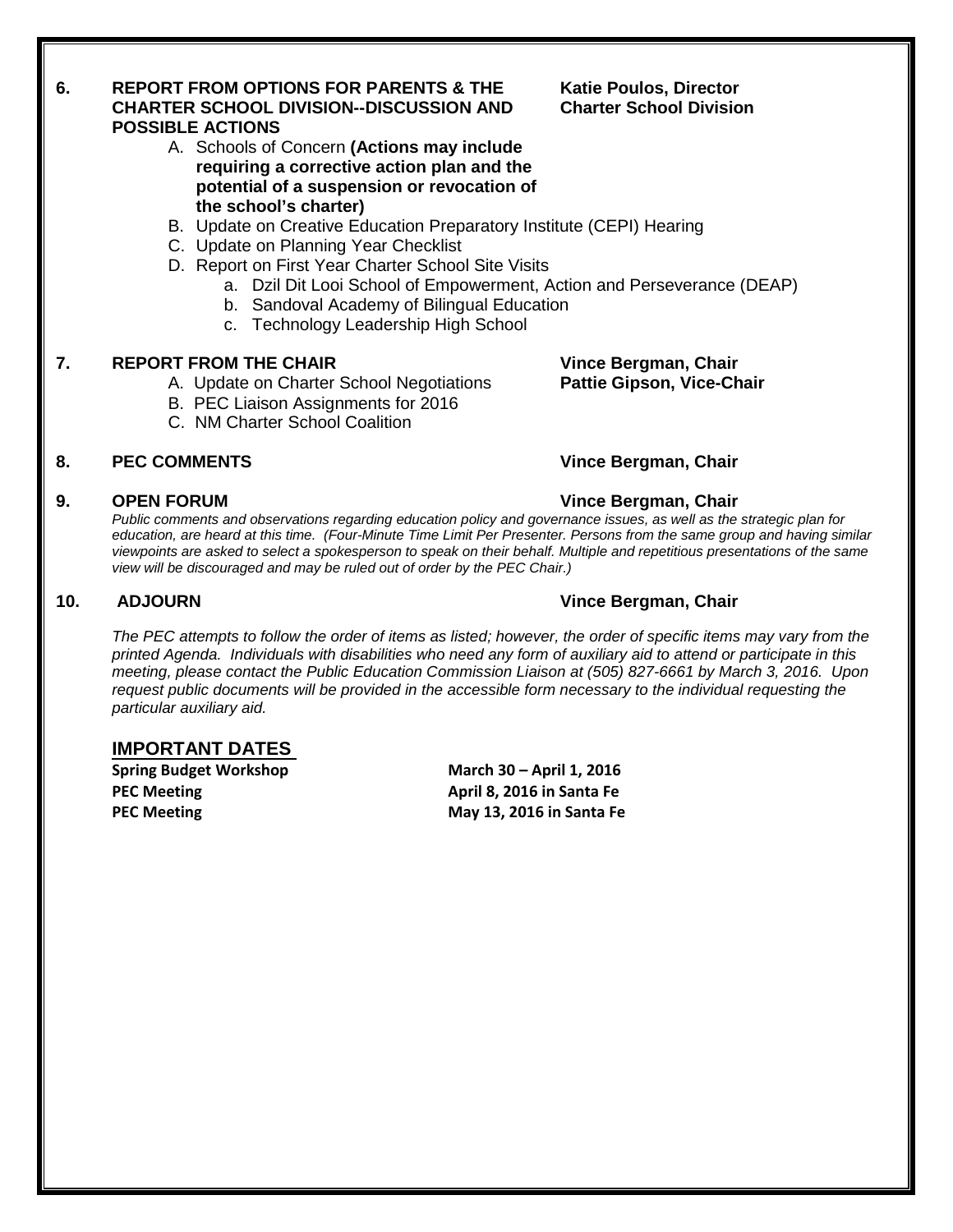**6. REPORT FROM OPTIONS FOR PARENTS & THE CHARTER SCHOOL DIVISION--DISCUSSION AND POSSIBLE ACTIONS** — **Katie Poulos, Director, Charter School Division**

A. Schools of Concern **(Actions may include requiring a corrective action plan and the potential of a suspension or revocation of the school's charter)**

B. Update on Creative Education Preparatory Institute (CEPI) Hearing

C. Update on Planning Year Checklist

D. Report on First Year Charter School Site Visits

  a. Dzil Dit Looi School of Empowerment, Action and Perseverance (DEAP)

  b. Sandoval Academy of Bilingual Education

  c. Technology Leadership High School

**7. REPORT FROM THE CHAIR** — **Vince Bergman, Chair**

A. Update on Charter School Negotiations — **Pattie Gipson, Vice-Chair**

B. PEC Liaison Assignments for 2016

C. NM Charter School Coalition

**8. PEC COMMENTS** — **Vince Bergman, Chair**

**9. OPEN FORUM** — **Vince Bergman, Chair**

*Public comments and observations regarding education policy and governance issues, as well as the strategic plan for education, are heard at this time. (Four-Minute Time Limit Per Presenter. Persons from the same group and having similar viewpoints are asked to select a spokesperson to speak on their behalf. Multiple and repetitious presentations of the same view will be discouraged and may be ruled out of order by the PEC Chair.)*

**10. ADJOURN** — **Vince Bergman, Chair**

*The PEC attempts to follow the order of items as listed; however, the order of specific items may vary from the printed Agenda. Individuals with disabilities who need any form of auxiliary aid to attend or participate in this meeting, please contact the Public Education Commission Liaison at (505) 827-6661 by March 3, 2016. Upon request public documents will be provided in the accessible form necessary to the individual requesting the particular auxiliary aid.*

## IMPORTANT DATES

| | |
|---|---|
| **Spring Budget Workshop** | **March 30 – April 1, 2016** |
| **PEC Meeting** | **April 8, 2016 in Santa Fe** |
| **PEC Meeting** | **May 13, 2016 in Santa Fe** |